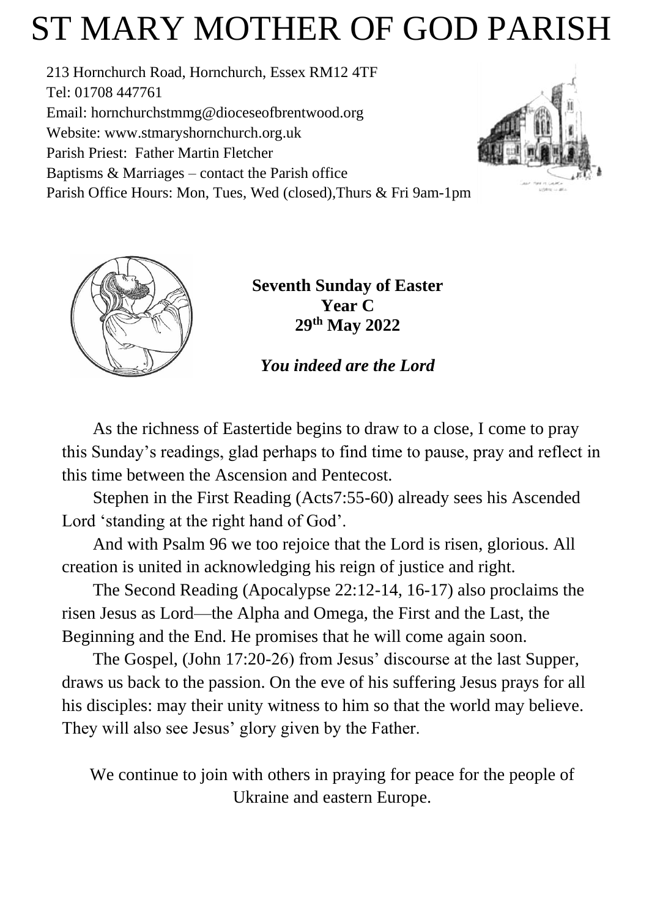# ST MARY MOTHER OF GOD PARISH

213 Hornchurch Road, Hornchurch, Essex RM12 4TF
Tel: 01708 447761
Email: hornchurchstmmg@dioceseofbrentwood.org
Website: www.stmaryshornchurch.org.uk
Parish Priest: Father Martin Fletcher
Baptisms & Marriages – contact the Parish office
Parish Office Hours: Mon, Tues, Wed (closed),Thurs & Fri 9am-1pm

**Seventh Sunday of Easter**
**Year C**
**29th May 2022**

***You indeed are the Lord***

As the richness of Eastertide begins to draw to a close, I come to pray this Sunday's readings, glad perhaps to find time to pause, pray and reflect in this time between the Ascension and Pentecost.

Stephen in the First Reading (Acts7:55-60) already sees his Ascended Lord 'standing at the right hand of God'.

And with Psalm 96 we too rejoice that the Lord is risen, glorious. All creation is united in acknowledging his reign of justice and right.

The Second Reading (Apocalypse 22:12-14, 16-17) also proclaims the risen Jesus as Lord—the Alpha and Omega, the First and the Last, the Beginning and the End. He promises that he will come again soon.

The Gospel, (John 17:20-26) from Jesus' discourse at the last Supper, draws us back to the passion. On the eve of his suffering Jesus prays for all his disciples: may their unity witness to him so that the world may believe. They will also see Jesus' glory given by the Father.

We continue to join with others in praying for peace for the people of Ukraine and eastern Europe.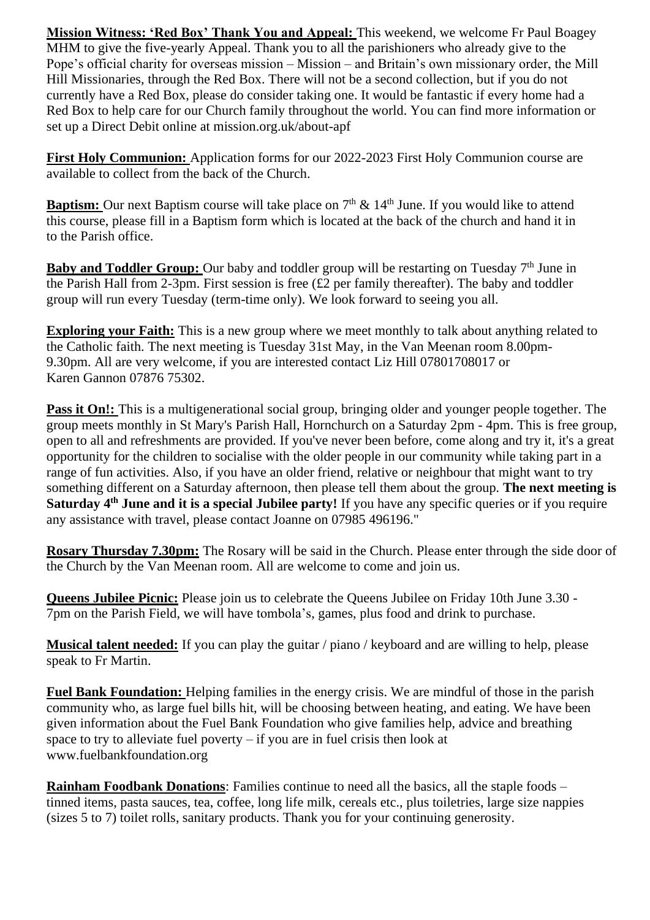**Mission Witness: 'Red Box' Thank You and Appeal:** This weekend, we welcome Fr Paul Boagey MHM to give the five-yearly Appeal. Thank you to all the parishioners who already give to the Pope's official charity for overseas mission – Mission – and Britain's own missionary order, the Mill Hill Missionaries, through the Red Box. There will not be a second collection, but if you do not currently have a Red Box, please do consider taking one. It would be fantastic if every home had a Red Box to help care for our Church family throughout the world. You can find more information or set up a Direct Debit online at mission.org.uk/about-apf

**First Holy Communion:** Application forms for our 2022-2023 First Holy Communion course are available to collect from the back of the Church.

**Baptism:** Our next Baptism course will take place on 7th & 14th June. If you would like to attend this course, please fill in a Baptism form which is located at the back of the church and hand it in to the Parish office.

**Baby and Toddler Group:** Our baby and toddler group will be restarting on Tuesday 7th June in the Parish Hall from 2-3pm. First session is free (£2 per family thereafter). The baby and toddler group will run every Tuesday (term-time only). We look forward to seeing you all.

**Exploring your Faith:** This is a new group where we meet monthly to talk about anything related to the Catholic faith. The next meeting is Tuesday 31st May, in the Van Meenan room 8.00pm-9.30pm. All are very welcome, if you are interested contact Liz Hill 07801708017 or Karen Gannon 07876 75302.

**Pass it On!:** This is a multigenerational social group, bringing older and younger people together. The group meets monthly in St Mary's Parish Hall, Hornchurch on a Saturday 2pm - 4pm. This is free group, open to all and refreshments are provided. If you've never been before, come along and try it, it's a great opportunity for the children to socialise with the older people in our community while taking part in a range of fun activities. Also, if you have an older friend, relative or neighbour that might want to try something different on a Saturday afternoon, then please tell them about the group. **The next meeting is Saturday 4th June and it is a special Jubilee party!** If you have any specific queries or if you require any assistance with travel, please contact Joanne on 07985 496196."

**Rosary Thursday 7.30pm:** The Rosary will be said in the Church. Please enter through the side door of the Church by the Van Meenan room. All are welcome to come and join us.

**Queens Jubilee Picnic:** Please join us to celebrate the Queens Jubilee on Friday 10th June 3.30 - 7pm on the Parish Field, we will have tombola's, games, plus food and drink to purchase.

**Musical talent needed:** If you can play the guitar / piano / keyboard and are willing to help, please speak to Fr Martin.

**Fuel Bank Foundation:** Helping families in the energy crisis. We are mindful of those in the parish community who, as large fuel bills hit, will be choosing between heating, and eating. We have been given information about the Fuel Bank Foundation who give families help, advice and breathing space to try to alleviate fuel poverty – if you are in fuel crisis then look at www.fuelbankfoundation.org

**Rainham Foodbank Donations**: Families continue to need all the basics, all the staple foods – tinned items, pasta sauces, tea, coffee, long life milk, cereals etc., plus toiletries, large size nappies (sizes 5 to 7) toilet rolls, sanitary products. Thank you for your continuing generosity.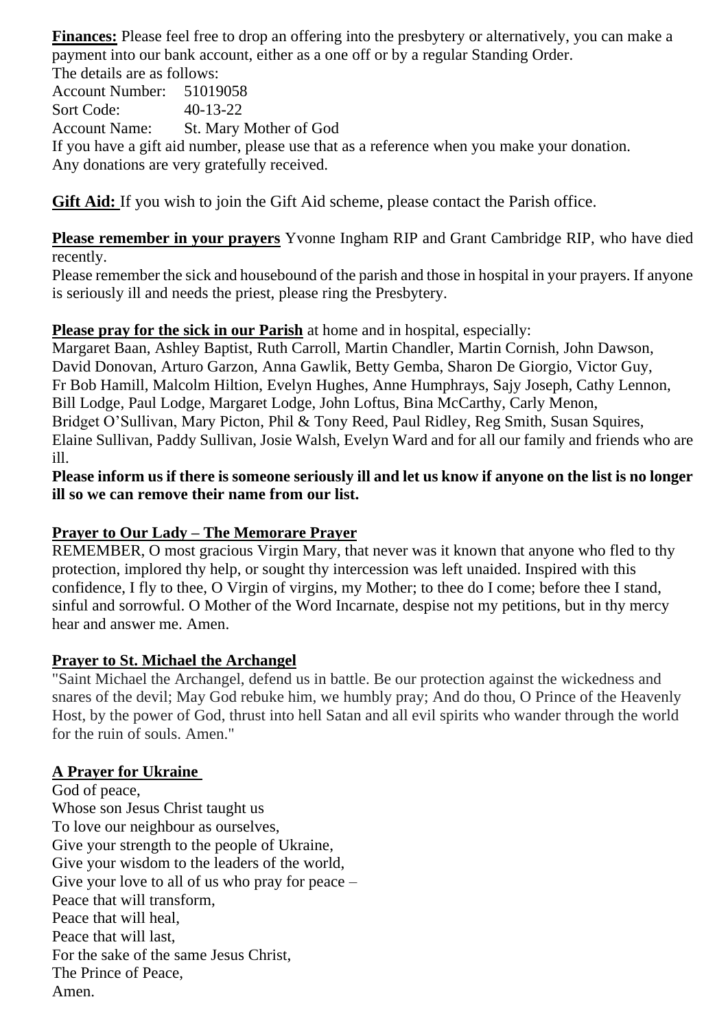**Finances:** Please feel free to drop an offering into the presbytery or alternatively, you can make a payment into our bank account, either as a one off or by a regular Standing Order.
The details are as follows:
Account Number: 51019058
Sort Code: 40-13-22
Account Name: St. Mary Mother of God
If you have a gift aid number, please use that as a reference when you make your donation.
Any donations are very gratefully received.

**Gift Aid:** If you wish to join the Gift Aid scheme, please contact the Parish office.

**Please remember in your prayers** Yvonne Ingham RIP and Grant Cambridge RIP, who have died recently.
Please remember the sick and housebound of the parish and those in hospital in your prayers. If anyone is seriously ill and needs the priest, please ring the Presbytery.

**Please pray for the sick in our Parish** at home and in hospital, especially:
Margaret Baan, Ashley Baptist, Ruth Carroll, Martin Chandler, Martin Cornish, John Dawson, David Donovan, Arturo Garzon, Anna Gawlik, Betty Gemba, Sharon De Giorgio, Victor Guy, Fr Bob Hamill, Malcolm Hiltion, Evelyn Hughes, Anne Humphrays, Sajy Joseph, Cathy Lennon, Bill Lodge, Paul Lodge, Margaret Lodge, John Loftus, Bina McCarthy, Carly Menon, Bridget O'Sullivan, Mary Picton, Phil & Tony Reed, Paul Ridley, Reg Smith, Susan Squires, Elaine Sullivan, Paddy Sullivan, Josie Walsh, Evelyn Ward and for all our family and friends who are ill.
**Please inform us if there is someone seriously ill and let us know if anyone on the list is no longer ill so we can remove their name from our list.**

**Prayer to Our Lady – The Memorare Prayer**
REMEMBER, O most gracious Virgin Mary, that never was it known that anyone who fled to thy protection, implored thy help, or sought thy intercession was left unaided. Inspired with this confidence, I fly to thee, O Virgin of virgins, my Mother; to thee do I come; before thee I stand, sinful and sorrowful. O Mother of the Word Incarnate, despise not my petitions, but in thy mercy hear and answer me. Amen.

**Prayer to St. Michael the Archangel**
"Saint Michael the Archangel, defend us in battle. Be our protection against the wickedness and snares of the devil; May God rebuke him, we humbly pray; And do thou, O Prince of the Heavenly Host, by the power of God, thrust into hell Satan and all evil spirits who wander through the world for the ruin of souls. Amen."

**A Prayer for Ukraine**
God of peace,
Whose son Jesus Christ taught us
To love our neighbour as ourselves,
Give your strength to the people of Ukraine,
Give your wisdom to the leaders of the world,
Give your love to all of us who pray for peace –
Peace that will transform,
Peace that will heal,
Peace that will last,
For the sake of the same Jesus Christ,
The Prince of Peace,
Amen.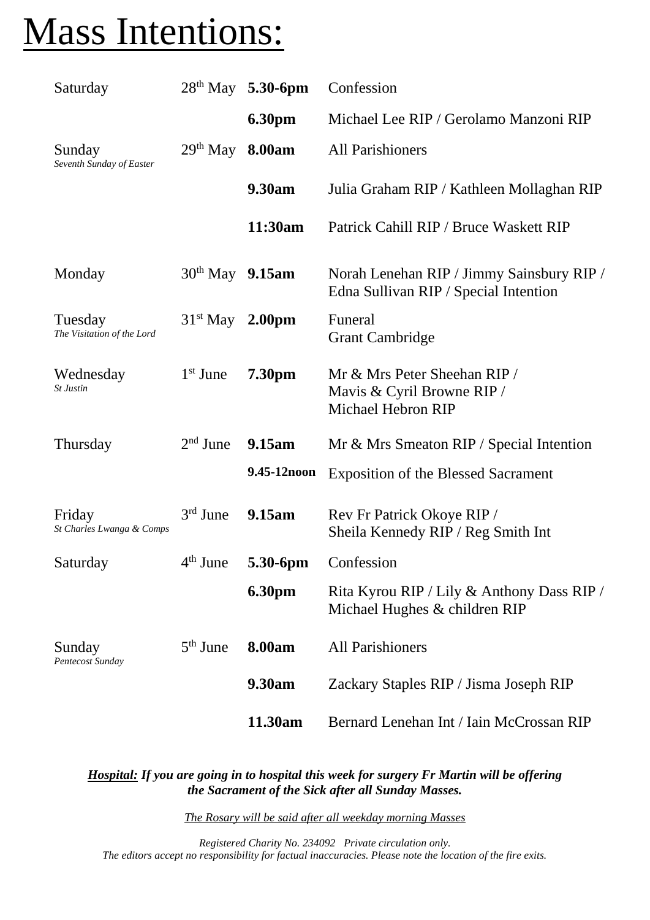# Mass Intentions:

| | | | |
|---|---|---|---|
| Saturday | 28th May | **5.30-6pm** | Confession |
| | | **6.30pm** | Michael Lee RIP / Gerolamo Manzoni RIP |
| Sunday<br>*Seventh Sunday of Easter* | 29th May | **8.00am** | All Parishioners |
| | | **9.30am** | Julia Graham RIP / Kathleen Mollaghan RIP |
| | | **11:30am** | Patrick Cahill RIP / Bruce Waskett RIP |
| Monday | 30th May | **9.15am** | Norah Lenehan RIP / Jimmy Sainsbury RIP / Edna Sullivan RIP / Special Intention |
| Tuesday<br>*The Visitation of the Lord* | 31st May | **2.00pm** | Funeral<br>Grant Cambridge |
| Wednesday<br>*St Justin* | 1st June | **7.30pm** | Mr & Mrs Peter Sheehan RIP /<br>Mavis & Cyril Browne RIP /<br>Michael Hebron RIP |
| Thursday | 2nd June | **9.15am** | Mr & Mrs Smeaton RIP / Special Intention |
| | | **9.45-12noon** | Exposition of the Blessed Sacrament |
| Friday<br>*St Charles Lwanga & Comps* | 3rd June | **9.15am** | Rev Fr Patrick Okoye RIP /<br>Sheila Kennedy RIP / Reg Smith Int |
| Saturday | 4th June | **5.30-6pm** | Confession |
| | | **6.30pm** | Rita Kyrou RIP / Lily & Anthony Dass RIP /<br>Michael Hughes & children RIP |
| Sunday<br>*Pentecost Sunday* | 5th June | **8.00am** | All Parishioners |
| | | **9.30am** | Zackary Staples RIP / Jisma Joseph RIP |
| | | **11.30am** | Bernard Lenehan Int / Iain McCrossan RIP |

***Hospital:* If you are going in to hospital this week for surgery Fr Martin will be offering the Sacrament of the Sick after all Sunday Masses.**

*The Rosary will be said after all weekday morning Masses*

*Registered Charity No. 234092 Private circulation only.*
*The editors accept no responsibility for factual inaccuracies. Please note the location of the fire exits.*